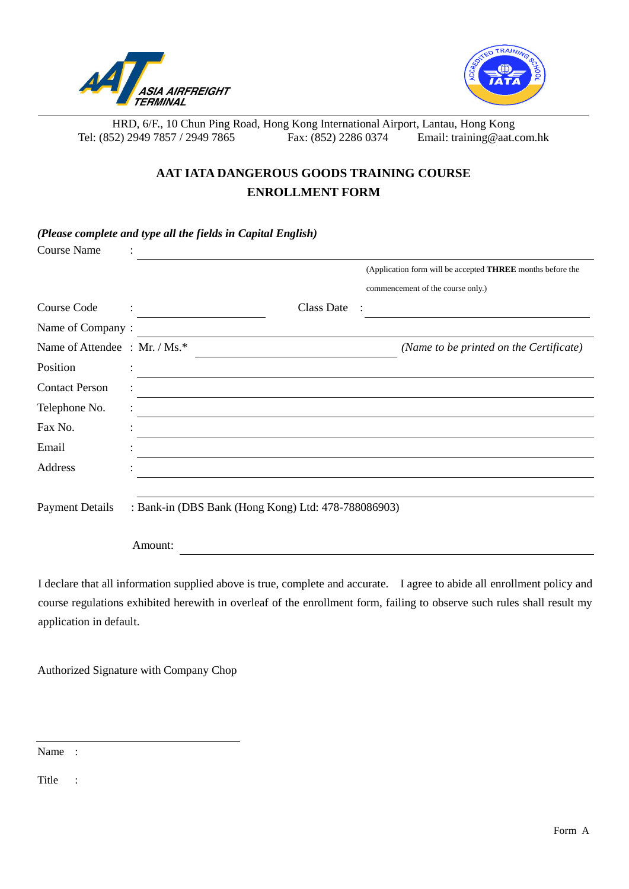ASIA AIRFREIGHT TERMINAL

HRD, 6/F., 10 Chun Ping Road, Hong Kong International Airport, Lantau, Hong Kong
Tel: (852) 2949 7857 / 2949 7865 Fax: (852) 2286 0374 Email: training@aat.com.hk

## AAT IATA DANGEROUS GOODS TRAINING COURSE
## ENROLLMENT FORM

*(Please complete and type all the fields in Capital English)*

Course Name : ______________________________

(Application form will be accepted **THREE** months before the commencement of the course only.)

Course Code : ______________ Class Date : ______________

Name of Company : ______________________________

Name of Attendee : Mr. / Ms.* ______________ *(Name to be printed on the Certificate)*

Position : ______________________________

Contact Person : ______________________________

Telephone No. : ______________________________

Fax No. : ______________________________

Email : ______________________________

Address : ______________________________

______________________________

Payment Details : Bank-in (DBS Bank (Hong Kong) Ltd: 478-788086903)

Amount: ______________________________

I declare that all information supplied above is true, complete and accurate. I agree to abide all enrollment policy and course regulations exhibited herewith in overleaf of the enrollment form, failing to observe such rules shall result my application in default.

Authorized Signature with Company Chop

______________________________

Name :

Title :

Form A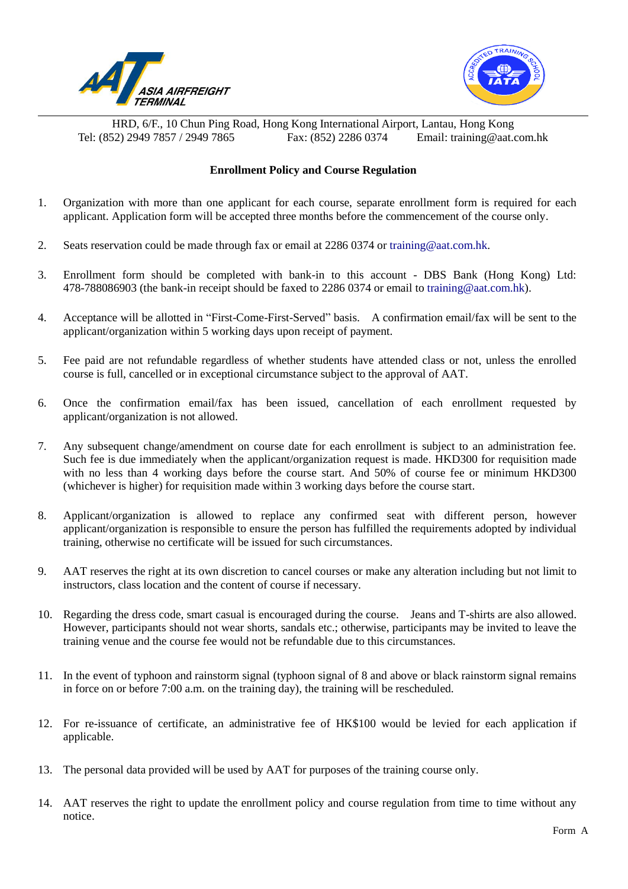ASIA AIRFREIGHT TERMINAL

HRD, 6/F., 10 Chun Ping Road, Hong Kong International Airport, Lantau, Hong Kong
Tel: (852) 2949 7857 / 2949 7865 Fax: (852) 2286 0374 Email: training@aat.com.hk

**Enrollment Policy and Course Regulation**

1. Organization with more than one applicant for each course, separate enrollment form is required for each applicant. Application form will be accepted three months before the commencement of the course only.

2. Seats reservation could be made through fax or email at 2286 0374 or training@aat.com.hk.

3. Enrollment form should be completed with bank-in to this account - DBS Bank (Hong Kong) Ltd: 478-788086903 (the bank-in receipt should be faxed to 2286 0374 or email to training@aat.com.hk).

4. Acceptance will be allotted in "First-Come-First-Served" basis. A confirmation email/fax will be sent to the applicant/organization within 5 working days upon receipt of payment.

5. Fee paid are not refundable regardless of whether students have attended class or not, unless the enrolled course is full, cancelled or in exceptional circumstance subject to the approval of AAT.

6. Once the confirmation email/fax has been issued, cancellation of each enrollment requested by applicant/organization is not allowed.

7. Any subsequent change/amendment on course date for each enrollment is subject to an administration fee. Such fee is due immediately when the applicant/organization request is made. HKD300 for requisition made with no less than 4 working days before the course start. And 50% of course fee or minimum HKD300 (whichever is higher) for requisition made within 3 working days before the course start.

8. Applicant/organization is allowed to replace any confirmed seat with different person, however applicant/organization is responsible to ensure the person has fulfilled the requirements adopted by individual training, otherwise no certificate will be issued for such circumstances.

9. AAT reserves the right at its own discretion to cancel courses or make any alteration including but not limit to instructors, class location and the content of course if necessary.

10. Regarding the dress code, smart casual is encouraged during the course. Jeans and T-shirts are also allowed. However, participants should not wear shorts, sandals etc.; otherwise, participants may be invited to leave the training venue and the course fee would not be refundable due to this circumstances.

11. In the event of typhoon and rainstorm signal (typhoon signal of 8 and above or black rainstorm signal remains in force on or before 7:00 a.m. on the training day), the training will be rescheduled.

12. For re-issuance of certificate, an administrative fee of HK$100 would be levied for each application if applicable.

13. The personal data provided will be used by AAT for purposes of the training course only.

14. AAT reserves the right to update the enrollment policy and course regulation from time to time without any notice.

Form A